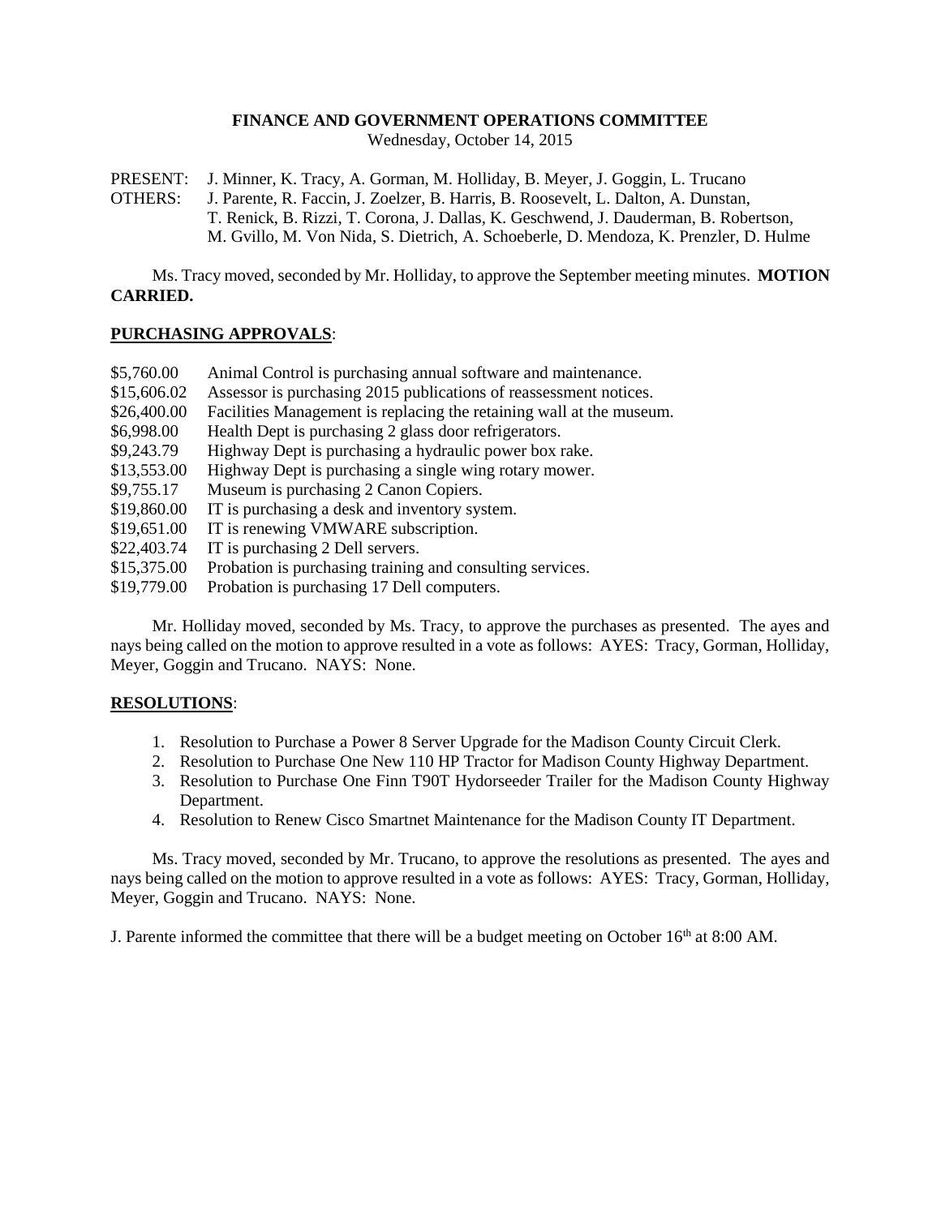**FINANCE AND GOVERNMENT OPERATIONS COMMITTEE**
Wednesday, October 14, 2015

PRESENT: J. Minner, K. Tracy, A. Gorman, M. Holliday, B. Meyer, J. Goggin, L. Trucano
OTHERS: J. Parente, R. Faccin, J. Zoelzer, B. Harris, B. Roosevelt, L. Dalton, A. Dunstan, T. Renick, B. Rizzi, T. Corona, J. Dallas, K. Geschwend, J. Dauderman, B. Robertson, M. Gvillo, M. Von Nida, S. Dietrich, A. Schoeberle, D. Mendoza, K. Prenzler, D. Hulme

Ms. Tracy moved, seconded by Mr. Holliday, to approve the September meeting minutes. **MOTION CARRIED.**

**PURCHASING APPROVALS**:

$5,760.00 Animal Control is purchasing annual software and maintenance.
$15,606.02 Assessor is purchasing 2015 publications of reassessment notices.
$26,400.00 Facilities Management is replacing the retaining wall at the museum.
$6,998.00 Health Dept is purchasing 2 glass door refrigerators.
$9,243.79 Highway Dept is purchasing a hydraulic power box rake.
$13,553.00 Highway Dept is purchasing a single wing rotary mower.
$9,755.17 Museum is purchasing 2 Canon Copiers.
$19,860.00 IT is purchasing a desk and inventory system.
$19,651.00 IT is renewing VMWARE subscription.
$22,403.74 IT is purchasing 2 Dell servers.
$15,375.00 Probation is purchasing training and consulting services.
$19,779.00 Probation is purchasing 17 Dell computers.

Mr. Holliday moved, seconded by Ms. Tracy, to approve the purchases as presented. The ayes and nays being called on the motion to approve resulted in a vote as follows: AYES: Tracy, Gorman, Holliday, Meyer, Goggin and Trucano. NAYS: None.

**RESOLUTIONS**:

1. Resolution to Purchase a Power 8 Server Upgrade for the Madison County Circuit Clerk.
2. Resolution to Purchase One New 110 HP Tractor for Madison County Highway Department.
3. Resolution to Purchase One Finn T90T Hydorseeder Trailer for the Madison County Highway Department.
4. Resolution to Renew Cisco Smartnet Maintenance for the Madison County IT Department.

Ms. Tracy moved, seconded by Mr. Trucano, to approve the resolutions as presented. The ayes and nays being called on the motion to approve resulted in a vote as follows: AYES: Tracy, Gorman, Holliday, Meyer, Goggin and Trucano. NAYS: None.

J. Parente informed the committee that there will be a budget meeting on October 16th at 8:00 AM.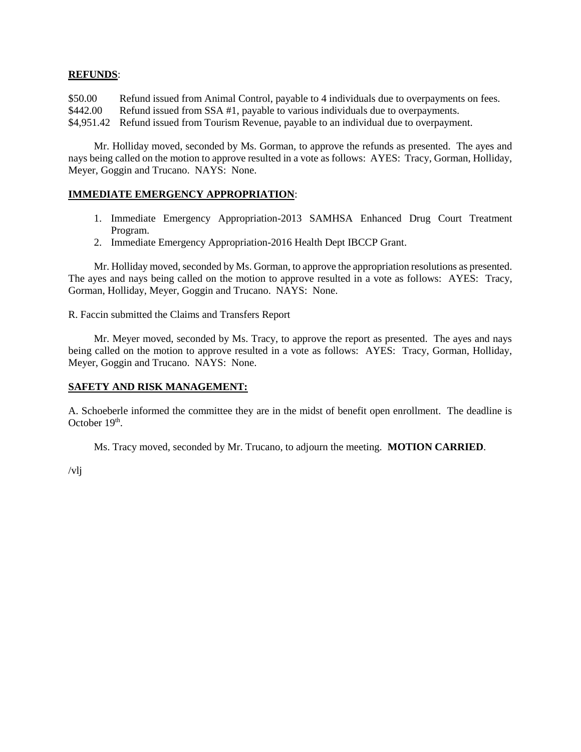**REFUNDS**:

$50.00 Refund issued from Animal Control, payable to 4 individuals due to overpayments on fees.
$442.00 Refund issued from SSA #1, payable to various individuals due to overpayments.
$4,951.42 Refund issued from Tourism Revenue, payable to an individual due to overpayment.

Mr. Holliday moved, seconded by Ms. Gorman, to approve the refunds as presented. The ayes and nays being called on the motion to approve resulted in a vote as follows: AYES: Tracy, Gorman, Holliday, Meyer, Goggin and Trucano. NAYS: None.

**IMMEDIATE EMERGENCY APPROPRIATION**:

1. Immediate Emergency Appropriation-2013 SAMHSA Enhanced Drug Court Treatment Program.
2. Immediate Emergency Appropriation-2016 Health Dept IBCCP Grant.

Mr. Holliday moved, seconded by Ms. Gorman, to approve the appropriation resolutions as presented. The ayes and nays being called on the motion to approve resulted in a vote as follows: AYES: Tracy, Gorman, Holliday, Meyer, Goggin and Trucano. NAYS: None.

R. Faccin submitted the Claims and Transfers Report

Mr. Meyer moved, seconded by Ms. Tracy, to approve the report as presented. The ayes and nays being called on the motion to approve resulted in a vote as follows: AYES: Tracy, Gorman, Holliday, Meyer, Goggin and Trucano. NAYS: None.

**SAFETY AND RISK MANAGEMENT:**

A. Schoeberle informed the committee they are in the midst of benefit open enrollment. The deadline is October 19th.

Ms. Tracy moved, seconded by Mr. Trucano, to adjourn the meeting. **MOTION CARRIED**.

/vlj